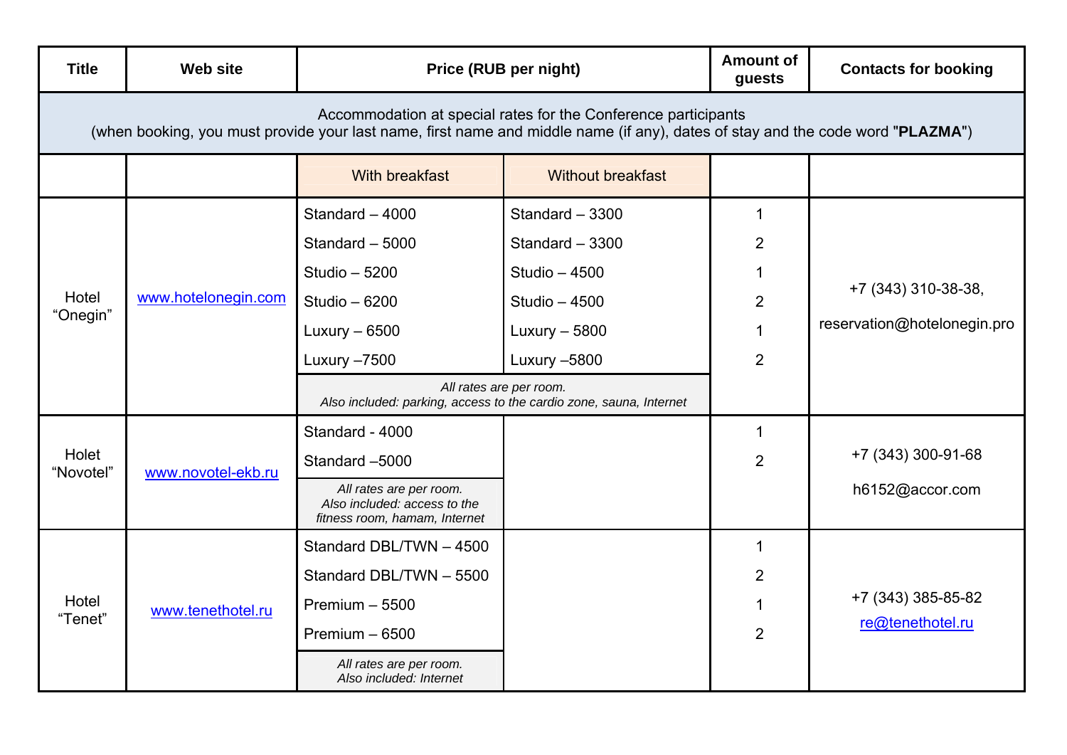| Title | Web site | Price (RUB per night) | | Amount of guests | Contacts for booking |
|---|---|---|---|---|---|
| Accommodation at special rates for the Conference participants (when booking, you must provide your last name, first name and middle name (if any), dates of stay and the code word "**PLAZMA**") | | | | | |
| | | With breakfast | Without breakfast | | |
| Hotel “Onegin” | www.hotelonegin.com | Standard – 4000 | Standard – 3300 | 1 | +7 (343) 310-38-38, reservation@hotelonegin.pro |
| | | Standard – 5000 | Standard – 3300 | 2 | |
| | | Studio – 5200 | Studio – 4500 | 1 | |
| | | Studio – 6200 | Studio – 4500 | 2 | |
| | | Luxury – 6500 | Luxury – 5800 | 1 | |
| | | Luxury –7500 | Luxury –5800 | 2 | |
| | | *All rates are per room. Also included: parking, access to the cardio zone, sauna, Internet* | | | |
| Holet “Novotel” | www.novotel-ekb.ru | Standard - 4000 | | 1 | +7 (343) 300-91-68 h6152@accor.com |
| | | Standard –5000 | | 2 | |
| | | *All rates are per room. Also included: access to the fitness room, hamam, Internet* | | | |
| Hotel “Tenet” | www.tenethotel.ru | Standard DBL/TWN – 4500 | | 1 | +7 (343) 385-85-82 re@tenethotel.ru |
| | | Standard DBL/TWN – 5500 | | 2 | |
| | | Premium – 5500 | | 1 | |
| | | Premium – 6500 | | 2 | |
| | | *All rates are per room. Also included: Internet* | | | |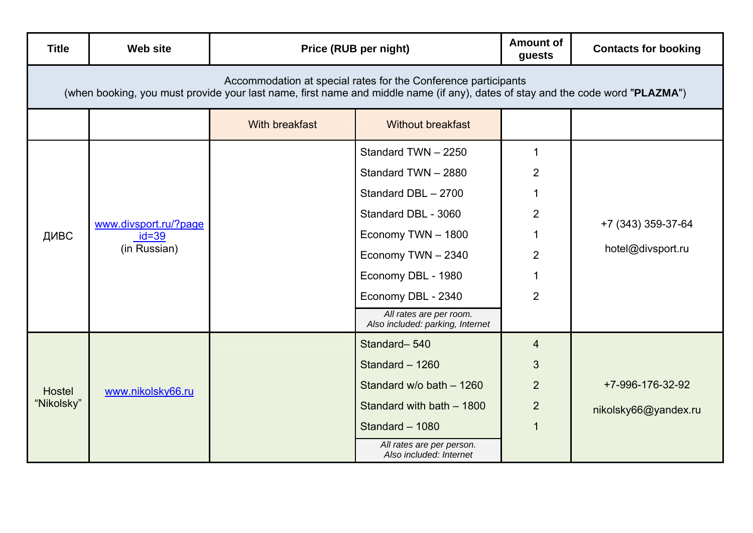| Title | Web site | Price (RUB per night) | | Amount of guests | Contacts for booking |
|---|---|---|---|---|---|
| Accommodation at special rates for the Conference participants (when booking, you must provide your last name, first name and middle name (if any), dates of stay and the code word "**PLAZMA**") | | | | | |
| | | With breakfast | Without breakfast | | |
| ДИВС | [www.divsport.ru/?page_id=39](http://www.divsport.ru/?page_id=39) (in Russian) | | Standard TWN – 2250 | 1 | +7 (343) 359-37-64<br>hotel@divsport.ru |
| | | | Standard TWN – 2880 | 2 | |
| | | | Standard DBL – 2700 | 1 | |
| | | | Standard DBL - 3060 | 2 | |
| | | | Economy TWN – 1800 | 1 | |
| | | | Economy TWN – 2340 | 2 | |
| | | | Economy DBL - 1980 | 1 | |
| | | | Economy DBL - 2340 | 2 | |
| | | | *All rates are per room. Also included: parking, Internet* | | |
| Hostel “Nikolsky” | [www.nikolsky66.ru](http://www.nikolsky66.ru) | | Standard– 540 | 4 | +7-996-176-32-92<br>nikolsky66@yandex.ru |
| | | | Standard – 1260 | 3 | |
| | | | Standard w/o bath – 1260 | 2 | |
| | | | Standard with bath – 1800 | 2 | |
| | | | Standard – 1080 | 1 | |
| | | | *All rates are per person. Also included: Internet* | | |